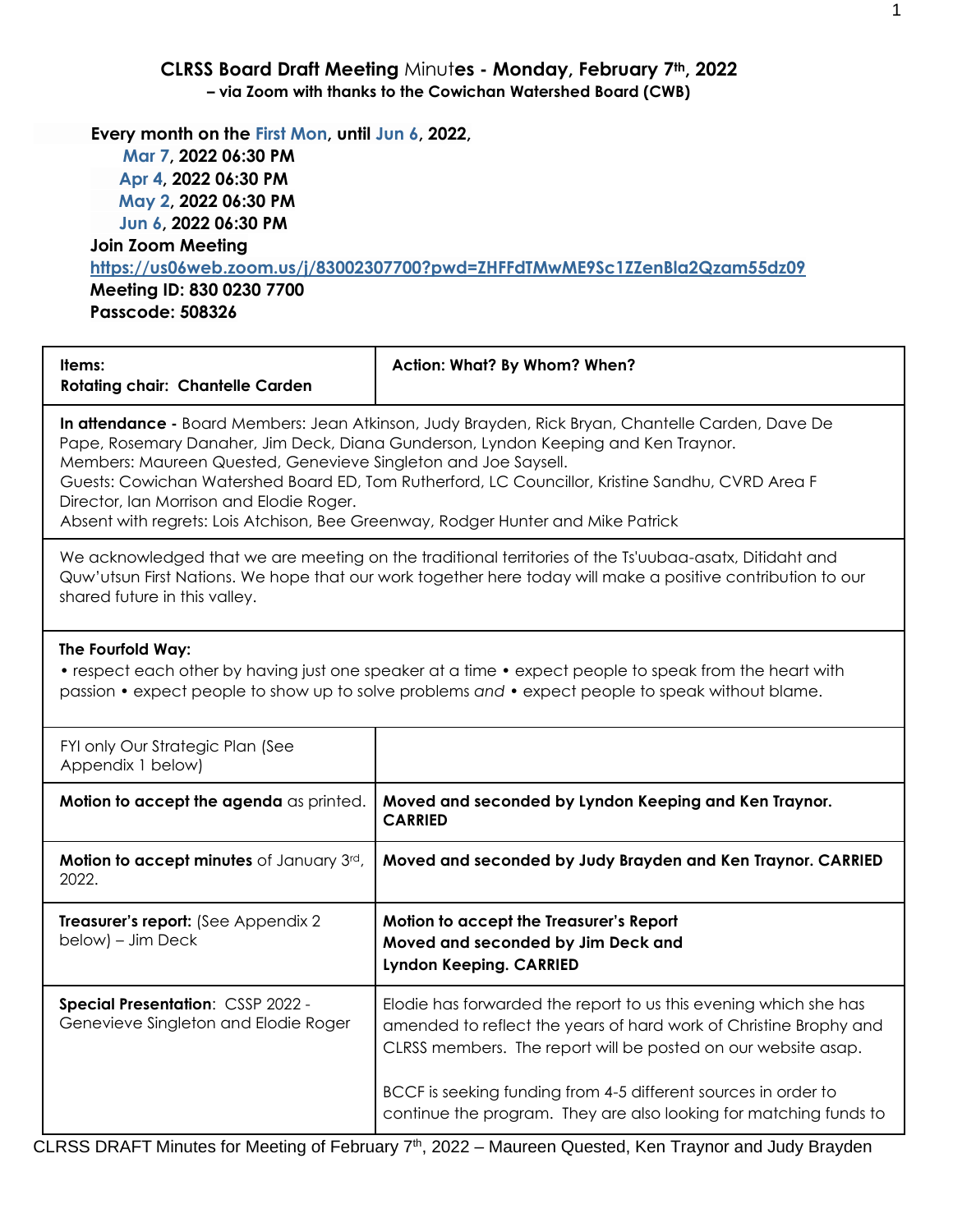# CLRSS Board Draft Meeting Minutes - Monday, February 7th, 2022

**– via Zoom with thanks to the Cowichan Watershed Board (CWB)**

**Every month on the First Mon, until Jun 6, 2022,**

**Mar 7, 2022 06:30 PM**
**Apr 4, 2022 06:30 PM**
**May 2, 2022 06:30 PM**
**Jun 6, 2022 06:30 PM**

**Join Zoom Meeting**
**https://us06web.zoom.us/j/83002307700?pwd=ZHFFdTMwME9Sc1ZZenBla2Qzam55dz09**
**Meeting ID: 830 0230 7700**
**Passcode: 508326**

| **Items:** **Rotating chair: Chantelle Carden** | **Action: What? By Whom? When?** |
|---|---|
| **In attendance -** Board Members: Jean Atkinson, Judy Brayden, Rick Bryan, Chantelle Carden, Dave De Pape, Rosemary Danaher, Jim Deck, Diana Gunderson, Lyndon Keeping and Ken Traynor. Members: Maureen Quested, Genevieve Singleton and Joe Saysell. Guests: Cowichan Watershed Board ED, Tom Rutherford, LC Councillor, Kristine Sandhu, CVRD Area F Director, Ian Morrison and Elodie Roger. Absent with regrets: Lois Atchison, Bee Greenway, Rodger Hunter and Mike Patrick | |
| We acknowledged that we are meeting on the traditional territories of the Ts'uubaa-asatx, Ditidaht and Quw'utsun First Nations. We hope that our work together here today will make a positive contribution to our shared future in this valley. | |
| **The Fourfold Way:** • respect each other by having just one speaker at a time • expect people to speak from the heart with passion • expect people to show up to solve problems *and* • expect people to speak without blame. | |
| FYI only Our Strategic Plan (See Appendix 1 below) | |
| **Motion to accept the agenda** as printed. | **Moved and seconded by Lyndon Keeping and Ken Traynor. CARRIED** |
| **Motion to accept minutes** of January 3rd, 2022. | **Moved and seconded by Judy Brayden and Ken Traynor. CARRIED** |
| **Treasurer's report:** (See Appendix 2 below) – Jim Deck | **Motion to accept the Treasurer's Report Moved and seconded by Jim Deck and Lyndon Keeping. CARRIED** |
| **Special Presentation**: CSSP 2022 - Genevieve Singleton and Elodie Roger | Elodie has forwarded the report to us this evening which she has amended to reflect the years of hard work of Christine Brophy and CLRSS members. The report will be posted on our website asap.<br><br>BCCF is seeking funding from 4-5 different sources in order to continue the program. They are also looking for matching funds to |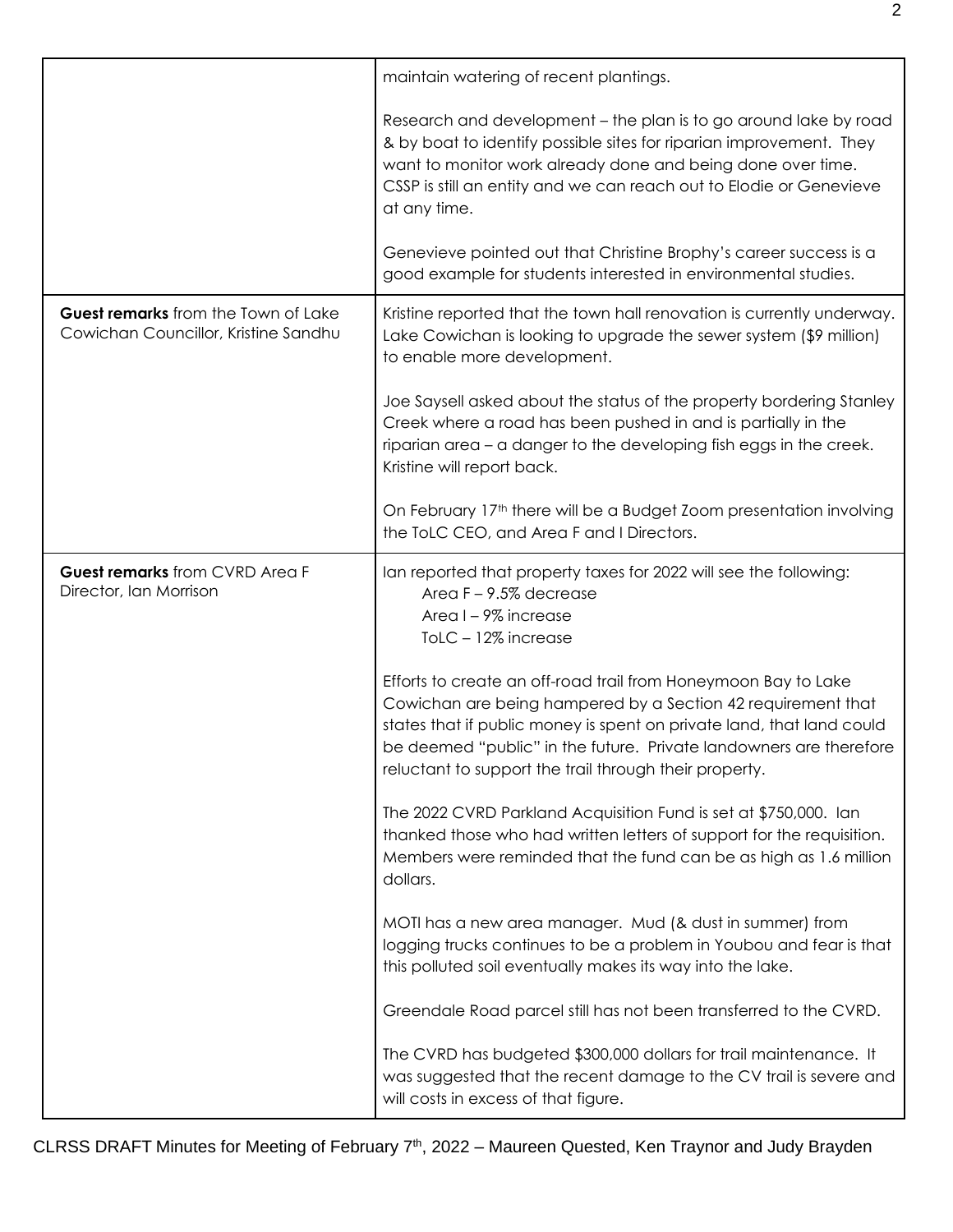| | |
|---|---|
| | maintain watering of recent plantings.<br><br>Research and development – the plan is to go around lake by road & by boat to identify possible sites for riparian improvement. They want to monitor work already done and being done over time. CSSP is still an entity and we can reach out to Elodie or Genevieve at any time.<br><br>Genevieve pointed out that Christine Brophy's career success is a good example for students interested in environmental studies. |
| **Guest remarks** from the Town of Lake Cowichan Councillor, Kristine Sandhu | Kristine reported that the town hall renovation is currently underway. Lake Cowichan is looking to upgrade the sewer system ($9 million) to enable more development.<br><br>Joe Saysell asked about the status of the property bordering Stanley Creek where a road has been pushed in and is partially in the riparian area – a danger to the developing fish eggs in the creek. Kristine will report back.<br><br>On February 17th there will be a Budget Zoom presentation involving the ToLC CEO, and Area F and I Directors. |
| **Guest remarks** from CVRD Area F Director, Ian Morrison | Ian reported that property taxes for 2022 will see the following:<br>Area F – 9.5% decrease<br>Area I – 9% increase<br>ToLC – 12% increase<br><br>Efforts to create an off-road trail from Honeymoon Bay to Lake Cowichan are being hampered by a Section 42 requirement that states that if public money is spent on private land, that land could be deemed "public" in the future. Private landowners are therefore reluctant to support the trail through their property.<br><br>The 2022 CVRD Parkland Acquisition Fund is set at $750,000. Ian thanked those who had written letters of support for the requisition. Members were reminded that the fund can be as high as 1.6 million dollars.<br><br>MOTI has a new area manager. Mud (& dust in summer) from logging trucks continues to be a problem in Youbou and fear is that this polluted soil eventually makes its way into the lake.<br><br>Greendale Road parcel still has not been transferred to the CVRD.<br><br>The CVRD has budgeted $300,000 dollars for trail maintenance. It was suggested that the recent damage to the CV trail is severe and will costs in excess of that figure. |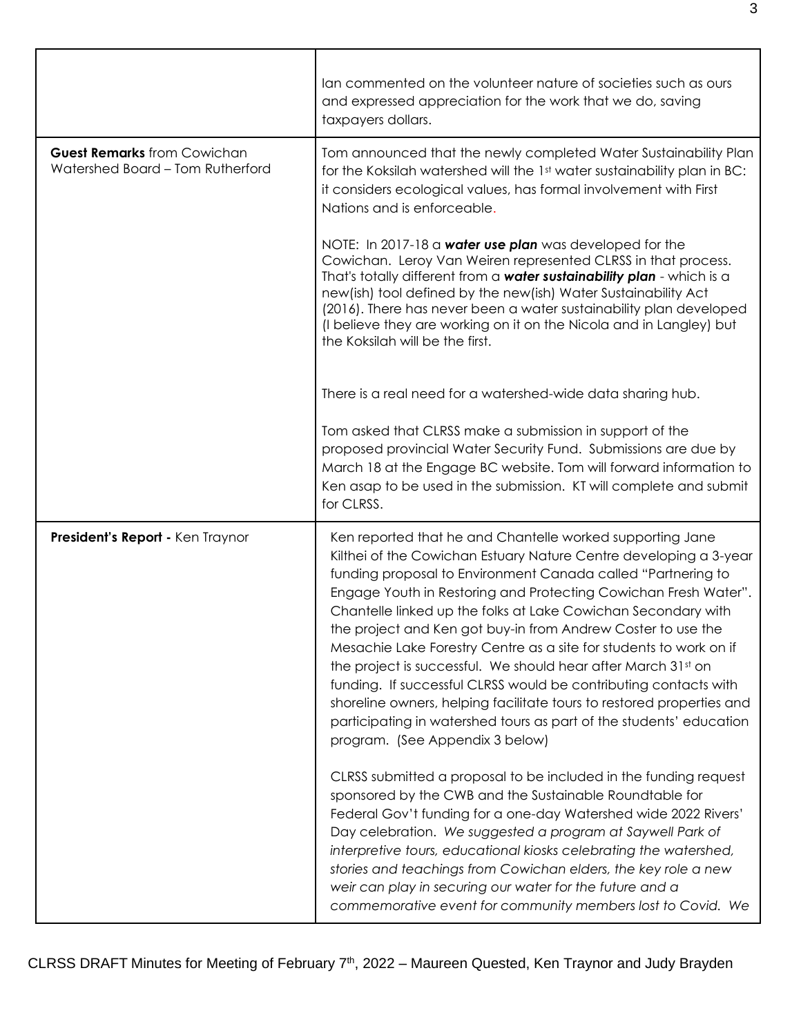| | |
|---|---|
| | Ian commented on the volunteer nature of societies such as ours and expressed appreciation for the work that we do, saving taxpayers dollars. |
| **Guest Remarks** from Cowichan Watershed Board – Tom Rutherford | Tom announced that the newly completed Water Sustainability Plan for the Koksilah watershed will the 1st water sustainability plan in BC: it considers ecological values, has formal involvement with First Nations and is enforceable.<br><br>NOTE: In 2017-18 a ***water use plan*** was developed for the Cowichan. Leroy Van Weiren represented CLRSS in that process. That's totally different from a ***water sustainability plan*** - which is a new(ish) tool defined by the new(ish) Water Sustainability Act (2016). There has never been a water sustainability plan developed (I believe they are working on it on the Nicola and in Langley) but the Koksilah will be the first.<br><br>There is a real need for a watershed-wide data sharing hub.<br><br>Tom asked that CLRSS make a submission in support of the proposed provincial Water Security Fund. Submissions are due by March 18 at the Engage BC website. Tom will forward information to Ken asap to be used in the submission. KT will complete and submit for CLRSS. |
| **President's Report -** Ken Traynor | Ken reported that he and Chantelle worked supporting Jane Kilthei of the Cowichan Estuary Nature Centre developing a 3-year funding proposal to Environment Canada called "Partnering to Engage Youth in Restoring and Protecting Cowichan Fresh Water". Chantelle linked up the folks at Lake Cowichan Secondary with the project and Ken got buy-in from Andrew Coster to use the Mesachie Lake Forestry Centre as a site for students to work on if the project is successful. We should hear after March 31st on funding. If successful CLRSS would be contributing contacts with shoreline owners, helping facilitate tours to restored properties and participating in watershed tours as part of the students' education program. (See Appendix 3 below)<br><br>CLRSS submitted a proposal to be included in the funding request sponsored by the CWB and the Sustainable Roundtable for Federal Gov't funding for a one-day Watershed wide 2022 Rivers' Day celebration. *We suggested a program at Saywell Park of interpretive tours, educational kiosks celebrating the watershed, stories and teachings from Cowichan elders, the key role a new weir can play in securing our water for the future and a commemorative event for community members lost to Covid. We* |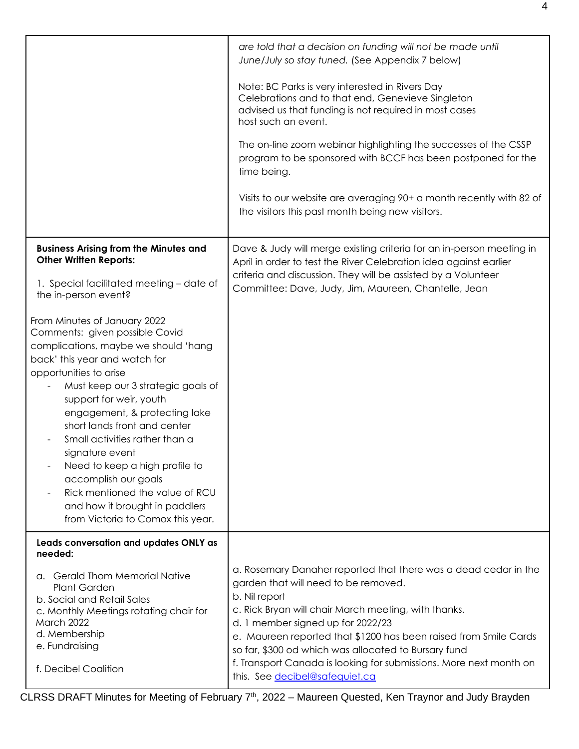| | |
|---|---|
| | *are told that a decision on funding will not be made until June/July so stay tuned.* (See Appendix 7 below)<br><br>Note: BC Parks is very interested in Rivers Day Celebrations and to that end, Genevieve Singleton advised us that funding is not required in most cases host such an event.<br><br>The on-line zoom webinar highlighting the successes of the CSSP program to be sponsored with BCCF has been postponed for the time being.<br><br>Visits to our website are averaging 90+ a month recently with 82 of the visitors this past month being new visitors. |
| **Business Arising from the Minutes and Other Written Reports:**<br><br>1. Special facilitated meeting – date of the in-person event?<br><br>From Minutes of January 2022<br>Comments: given possible Covid complications, maybe we should 'hang back' this year and watch for opportunities to arise<br>- Must keep our 3 strategic goals of support for weir, youth engagement, & protecting lake short lands front and center<br>- Small activities rather than a signature event<br>- Need to keep a high profile to accomplish our goals<br>- Rick mentioned the value of RCU and how it brought in paddlers from Victoria to Comox this year. | Dave & Judy will merge existing criteria for an in-person meeting in April in order to test the River Celebration idea against earlier criteria and discussion. They will be assisted by a Volunteer Committee: Dave, Judy, Jim, Maureen, Chantelle, Jean |
| **Leads conversation and updates ONLY as needed:**<br><br>a. Gerald Thom Memorial Native Plant Garden<br>b. Social and Retail Sales<br>c. Monthly Meetings rotating chair for March 2022<br>d. Membership<br>e. Fundraising<br><br>f. Decibel Coalition | a. Rosemary Danaher reported that there was a dead cedar in the garden that will need to be removed.<br>b. Nil report<br>c. Rick Bryan will chair March meeting, with thanks.<br>d. 1 member signed up for 2022/23<br>e. Maureen reported that $1200 has been raised from Smile Cards so far, $300 od which was allocated to Bursary fund<br>f. Transport Canada is looking for submissions. More next month on this. See decibel@safequiet.ca |

CLRSS DRAFT Minutes for Meeting of February 7th, 2022 – Maureen Quested, Ken Traynor and Judy Brayden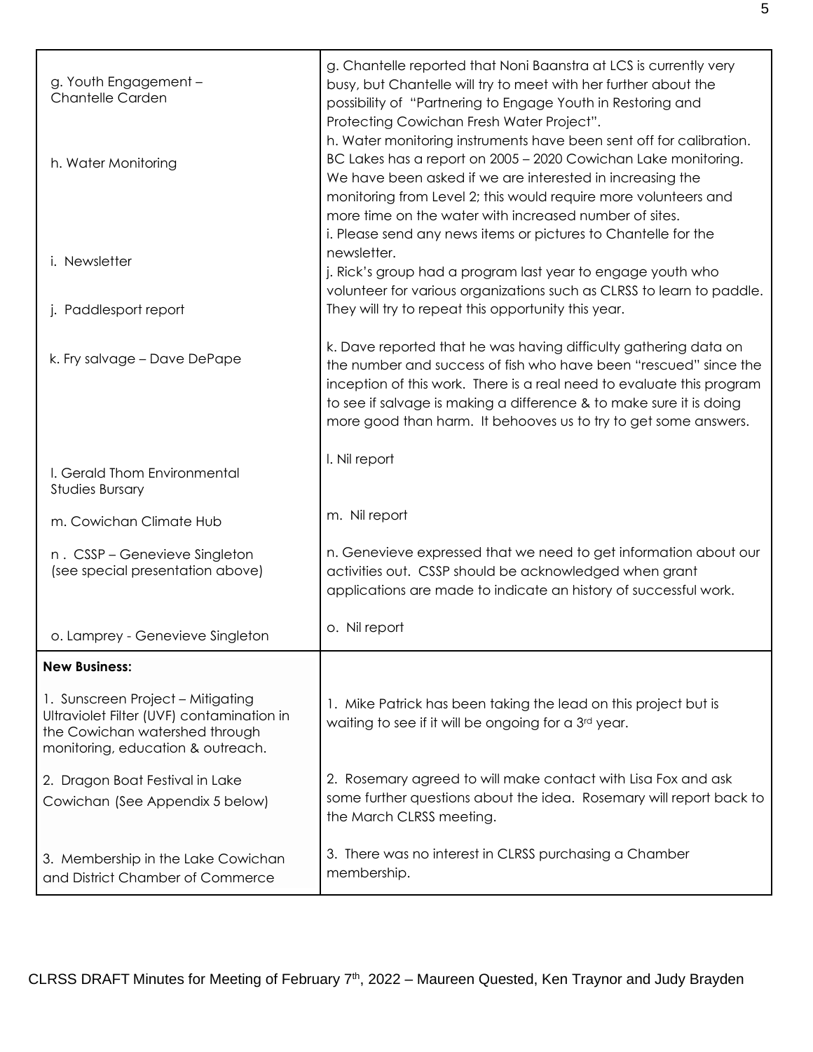| | |
|---|---|
| g. Youth Engagement – Chantelle Carden | g. Chantelle reported that Noni Baanstra at LCS is currently very busy, but Chantelle will try to meet with her further about the possibility of "Partnering to Engage Youth in Restoring and Protecting Cowichan Fresh Water Project". |
| h. Water Monitoring | h. Water monitoring instruments have been sent off for calibration. BC Lakes has a report on 2005 – 2020 Cowichan Lake monitoring. We have been asked if we are interested in increasing the monitoring from Level 2; this would require more volunteers and more time on the water with increased number of sites. |
| i. Newsletter | i. Please send any news items or pictures to Chantelle for the newsletter. |
| j. Paddlesport report | j. Rick's group had a program last year to engage youth who volunteer for various organizations such as CLRSS to learn to paddle. They will try to repeat this opportunity this year. |
| k. Fry salvage – Dave DePape | k. Dave reported that he was having difficulty gathering data on the number and success of fish who have been "rescued" since the inception of this work. There is a real need to evaluate this program to see if salvage is making a difference & to make sure it is doing more good than harm. It behooves us to try to get some answers. |
| l. Gerald Thom Environmental Studies Bursary | l. Nil report |
| m. Cowichan Climate Hub | m. Nil report |
| n . CSSP – Genevieve Singleton (see special presentation above) | n. Genevieve expressed that we need to get information about our activities out. CSSP should be acknowledged when grant applications are made to indicate an history of successful work. |
| o. Lamprey - Genevieve Singleton | o. Nil report |
| **New Business:** | |
| 1. Sunscreen Project – Mitigating Ultraviolet Filter (UVF) contamination in the Cowichan watershed through monitoring, education & outreach. | 1. Mike Patrick has been taking the lead on this project but is waiting to see if it will be ongoing for a 3rd year. |
| 2. Dragon Boat Festival in Lake Cowichan (See Appendix 5 below) | 2. Rosemary agreed to will make contact with Lisa Fox and ask some further questions about the idea. Rosemary will report back to the March CLRSS meeting. |
| 3. Membership in the Lake Cowichan and District Chamber of Commerce | 3. There was no interest in CLRSS purchasing a Chamber membership. |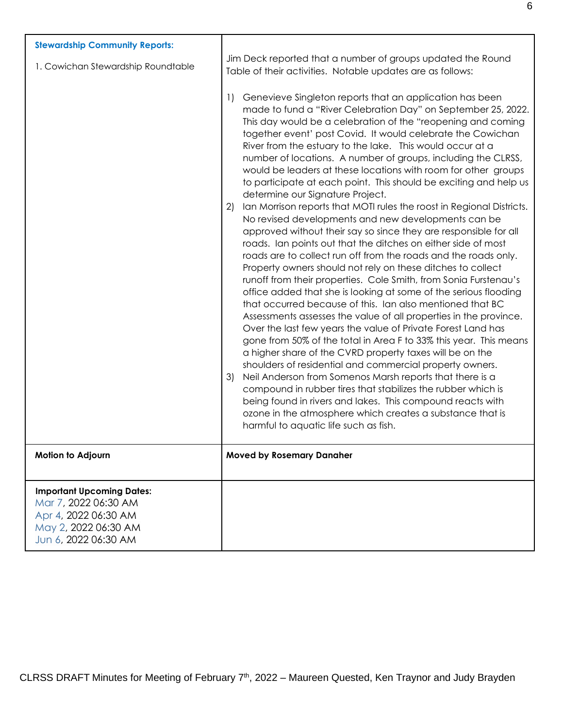| **Stewardship Community Reports:**<br><br>1. Cowichan Stewardship Roundtable | Jim Deck reported that a number of groups updated the Round Table of their activities. Notable updates are as follows:<br><br>1) Genevieve Singleton reports that an application has been made to fund a "River Celebration Day" on September 25, 2022. This day would be a celebration of the "reopening and coming together event' post Covid. It would celebrate the Cowichan River from the estuary to the lake. This would occur at a number of locations. A number of groups, including the CLRSS, would be leaders at these locations with room for other groups to participate at each point. This should be exciting and help us determine our Signature Project.<br>2) Ian Morrison reports that MOTI rules the roost in Regional Districts. No revised developments and new developments can be approved without their say so since they are responsible for all roads. Ian points out that the ditches on either side of most roads are to collect run off from the roads and the roads only. Property owners should not rely on these ditches to collect runoff from their properties. Cole Smith, from Sonia Furstenau's office added that she is looking at some of the serious flooding that occurred because of this. Ian also mentioned that BC Assessments assesses the value of all properties in the province. Over the last few years the value of Private Forest Land has gone from 50% of the total in Area F to 33% this year. This means a higher share of the CVRD property taxes will be on the shoulders of residential and commercial property owners.<br>3) Neil Anderson from Somenos Marsh reports that there is a compound in rubber tires that stabilizes the rubber which is being found in rivers and lakes. This compound reacts with ozone in the atmosphere which creates a substance that is harmful to aquatic life such as fish. |
|---|---|
| **Motion to Adjourn** | **Moved by Rosemary Danaher** |
| **Important Upcoming Dates:**<br>Mar 7, 2022 06:30 AM<br>Apr 4, 2022 06:30 AM<br>May 2, 2022 06:30 AM<br>Jun 6, 2022 06:30 AM | |

CLRSS DRAFT Minutes for Meeting of February 7th, 2022 – Maureen Quested, Ken Traynor and Judy Brayden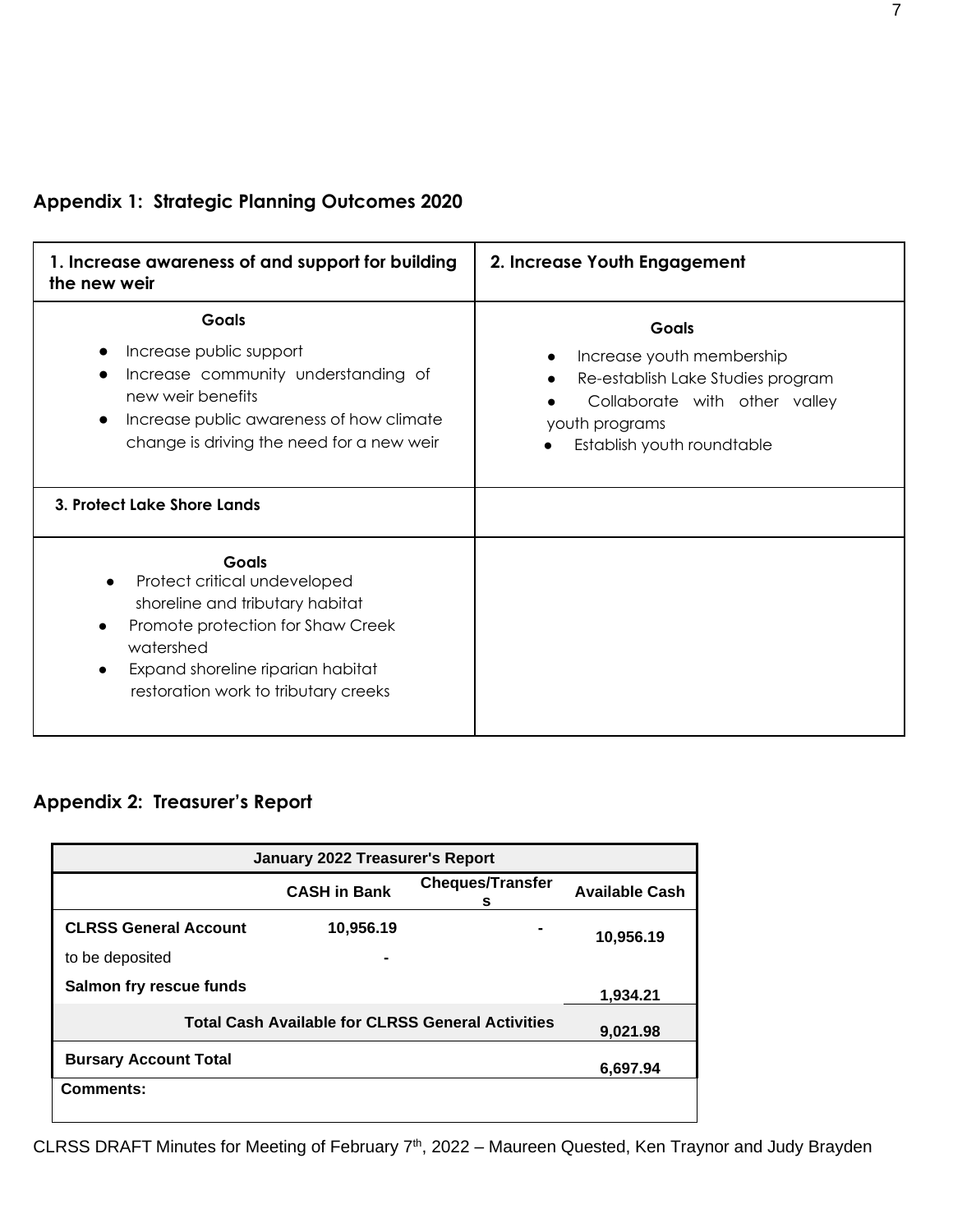## Appendix 1: Strategic Planning Outcomes 2020

| 1. Increase awareness of and support for building the new weir | 2. Increase Youth Engagement |
|---|---|
| **Goals**<br>• Increase public support<br>• Increase community understanding of new weir benefits<br>• Increase public awareness of how climate change is driving the need for a new weir | **Goals**<br>• Increase youth membership<br>• Re-establish Lake Studies program<br>• Collaborate with other valley youth programs<br>• Establish youth roundtable |
| **3. Protect Lake Shore Lands** | |
| **Goals**<br>• Protect critical undeveloped shoreline and tributary habitat<br>• Promote protection for Shaw Creek watershed<br>• Expand shoreline riparian habitat restoration work to tributary creeks | |

## Appendix 2: Treasurer's Report

| January 2022 Treasurer's Report | | | |
|---|---|---|---|
| | **CASH in Bank** | **Cheques/Transfers** | **Available Cash** |
| **CLRSS General Account** | **10,956.19** | - | **10,956.19** |
| to be deposited | - | | |
| **Salmon fry rescue funds** | | | **1,934.21** |
| **Total Cash Available for CLRSS General Activities** | | | **9,021.98** |
| **Bursary Account Total** | | | **6,697.94** |
| **Comments:** | | | |

CLRSS DRAFT Minutes for Meeting of February 7th, 2022 – Maureen Quested, Ken Traynor and Judy Brayden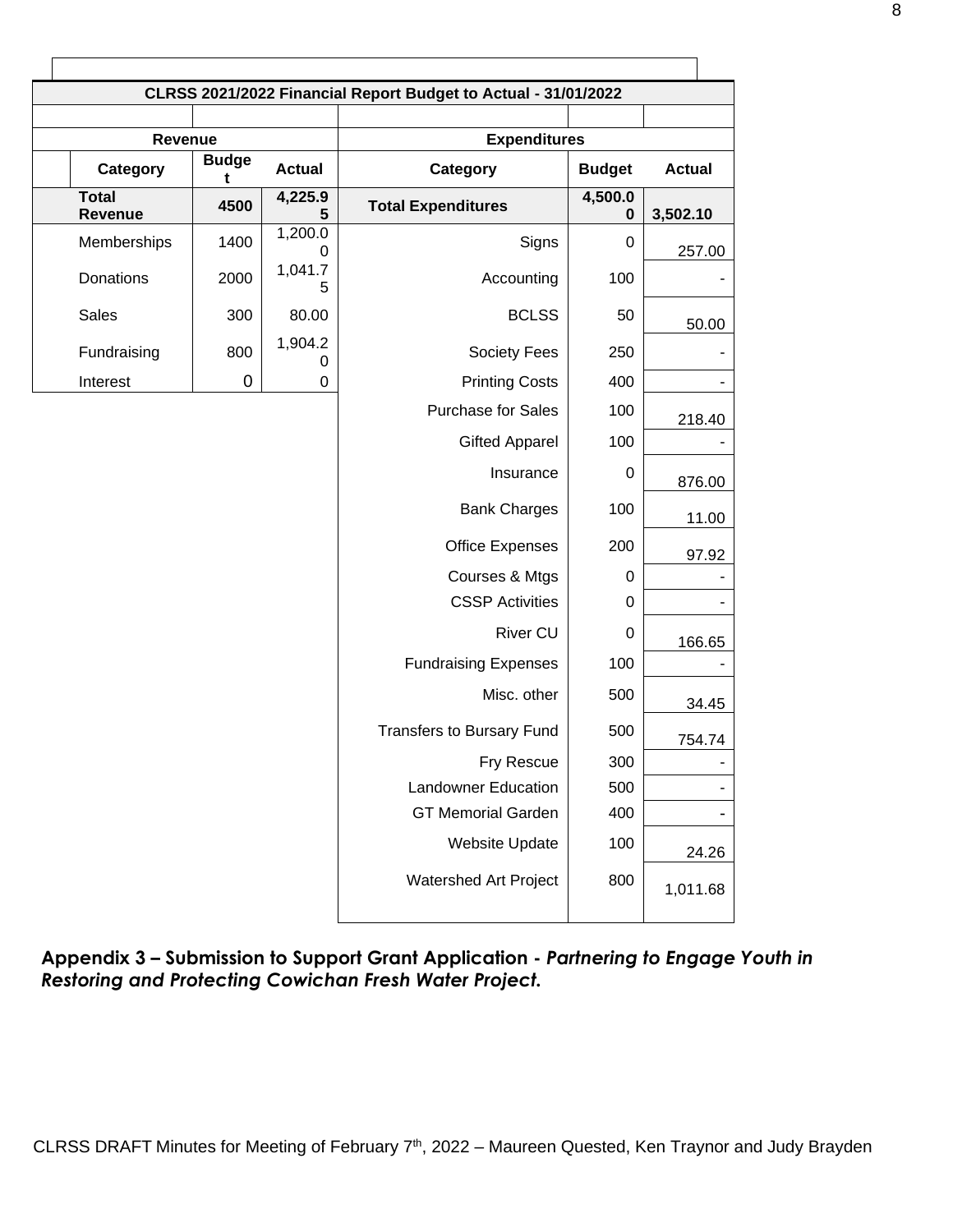**CLRSS 2021/2022 Financial Report Budget to Actual - 31/01/2022**

| Revenue | | | Expenditures | | |
|---|---|---|---|---|---|
| **Category** | **Budget** | **Actual** | **Category** | **Budget** | **Actual** |
| **Total Revenue** | **4500** | **4,225.95** | **Total Expenditures** | **4,500.00** | **3,502.10** |
| Memberships | 1400 | 1,200.00 | Signs | 0 | 257.00 |
| Donations | 2000 | 1,041.75 | Accounting | 100 | - |
| Sales | 300 | 80.00 | BCLSS | 50 | 50.00 |
| Fundraising | 800 | 1,904.20 | Society Fees | 250 | - |
| Interest | 0 | 0 | Printing Costs | 400 | - |
| | | | Purchase for Sales | 100 | 218.40 |
| | | | Gifted Apparel | 100 | - |
| | | | Insurance | 0 | 876.00 |
| | | | Bank Charges | 100 | 11.00 |
| | | | Office Expenses | 200 | 97.92 |
| | | | Courses & Mtgs | 0 | - |
| | | | CSSP Activities | 0 | - |
| | | | River CU | 0 | 166.65 |
| | | | Fundraising Expenses | 100 | - |
| | | | Misc. other | 500 | 34.45 |
| | | | Transfers to Bursary Fund | 500 | 754.74 |
| | | | Fry Rescue | 300 | - |
| | | | Landowner Education | 500 | - |
| | | | GT Memorial Garden | 400 | - |
| | | | Website Update | 100 | 24.26 |
| | | | Watershed Art Project | 800 | 1,011.68 |

**Appendix 3 – Submission to Support Grant Application -** ***Partnering to Engage Youth in Restoring and Protecting Cowichan Fresh Water Project.***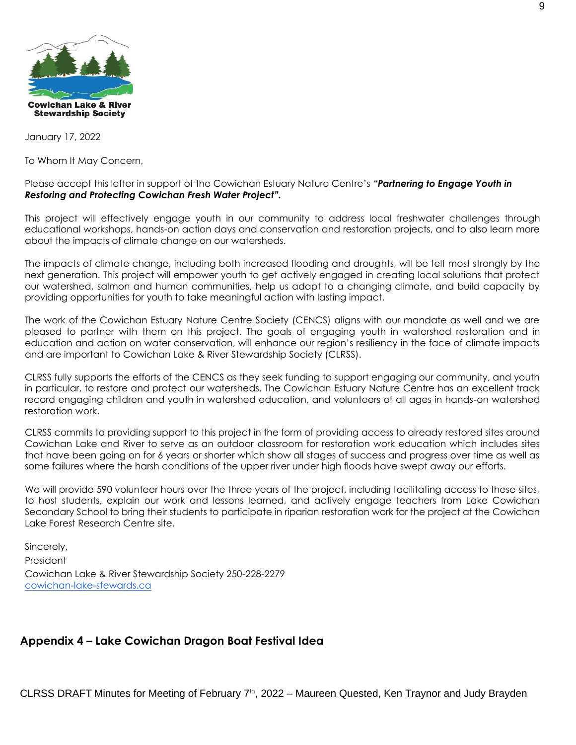Cowichan Lake & River Stewardship Society

January 17, 2022

To Whom It May Concern,

Please accept this letter in support of the Cowichan Estuary Nature Centre's ***"Partnering to Engage Youth in Restoring and Protecting Cowichan Fresh Water Project".***

This project will effectively engage youth in our community to address local freshwater challenges through educational workshops, hands-on action days and conservation and restoration projects, and to also learn more about the impacts of climate change on our watersheds.

The impacts of climate change, including both increased flooding and droughts, will be felt most strongly by the next generation. This project will empower youth to get actively engaged in creating local solutions that protect our watershed, salmon and human communities, help us adapt to a changing climate, and build capacity by providing opportunities for youth to take meaningful action with lasting impact.

The work of the Cowichan Estuary Nature Centre Society (CENCS) aligns with our mandate as well and we are pleased to partner with them on this project. The goals of engaging youth in watershed restoration and in education and action on water conservation, will enhance our region's resiliency in the face of climate impacts and are important to Cowichan Lake & River Stewardship Society (CLRSS).

CLRSS fully supports the efforts of the CENCS as they seek funding to support engaging our community, and youth in particular, to restore and protect our watersheds. The Cowichan Estuary Nature Centre has an excellent track record engaging children and youth in watershed education, and volunteers of all ages in hands-on watershed restoration work.

CLRSS commits to providing support to this project in the form of providing access to already restored sites around Cowichan Lake and River to serve as an outdoor classroom for restoration work education which includes sites that have been going on for 6 years or shorter which show all stages of success and progress over time as well as some failures where the harsh conditions of the upper river under high floods have swept away our efforts.

We will provide 590 volunteer hours over the three years of the project, including facilitating access to these sites, to host students, explain our work and lessons learned, and actively engage teachers from Lake Cowichan Secondary School to bring their students to participate in riparian restoration work for the project at the Cowichan Lake Forest Research Centre site.

Sincerely,
President
Cowichan Lake & River Stewardship Society 250-228-2279
cowichan-lake-stewards.ca

## Appendix 4 – Lake Cowichan Dragon Boat Festival Idea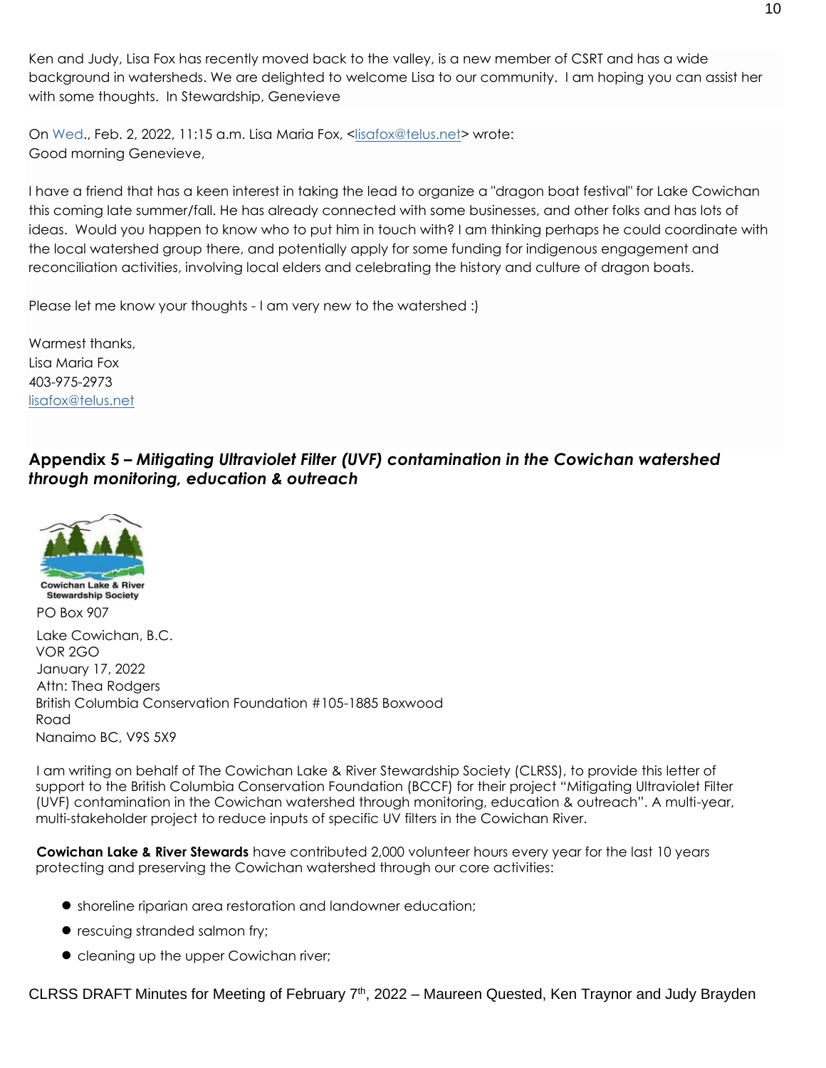Ken and Judy, Lisa Fox has recently moved back to the valley, is a new member of CSRT and has a wide background in watersheds. We are delighted to welcome Lisa to our community. I am hoping you can assist her with some thoughts. In Stewardship, Genevieve

On Wed., Feb. 2, 2022, 11:15 a.m. Lisa Maria Fox, <lisafox@telus.net> wrote:
Good morning Genevieve,

I have a friend that has a keen interest in taking the lead to organize a "dragon boat festival" for Lake Cowichan this coming late summer/fall. He has already connected with some businesses, and other folks and has lots of ideas. Would you happen to know who to put him in touch with? I am thinking perhaps he could coordinate with the local watershed group there, and potentially apply for some funding for indigenous engagement and reconciliation activities, involving local elders and celebrating the history and culture of dragon boats.

Please let me know your thoughts - I am very new to the watershed :)

Warmest thanks,
Lisa Maria Fox
403-975-2973
lisafox@telus.net

## Appendix 5 – *Mitigating Ultraviolet Filter (UVF) contamination in the Cowichan watershed through monitoring, education & outreach*

**Cowichan Lake & River Stewardship Society**

PO Box 907

Lake Cowichan, B.C.
VOR 2GO
January 17, 2022
Attn: Thea Rodgers
British Columbia Conservation Foundation #105-1885 Boxwood Road
Nanaimo BC, V9S 5X9

I am writing on behalf of The Cowichan Lake & River Stewardship Society (CLRSS), to provide this letter of support to the British Columbia Conservation Foundation (BCCF) for their project "Mitigating Ultraviolet Filter (UVF) contamination in the Cowichan watershed through monitoring, education & outreach". A multi-year, multi-stakeholder project to reduce inputs of specific UV filters in the Cowichan River.

**Cowichan Lake & River Stewards** have contributed 2,000 volunteer hours every year for the last 10 years protecting and preserving the Cowichan watershed through our core activities:

- shoreline riparian area restoration and landowner education;
- rescuing stranded salmon fry;
- cleaning up the upper Cowichan river;

CLRSS DRAFT Minutes for Meeting of February 7th, 2022 – Maureen Quested, Ken Traynor and Judy Brayden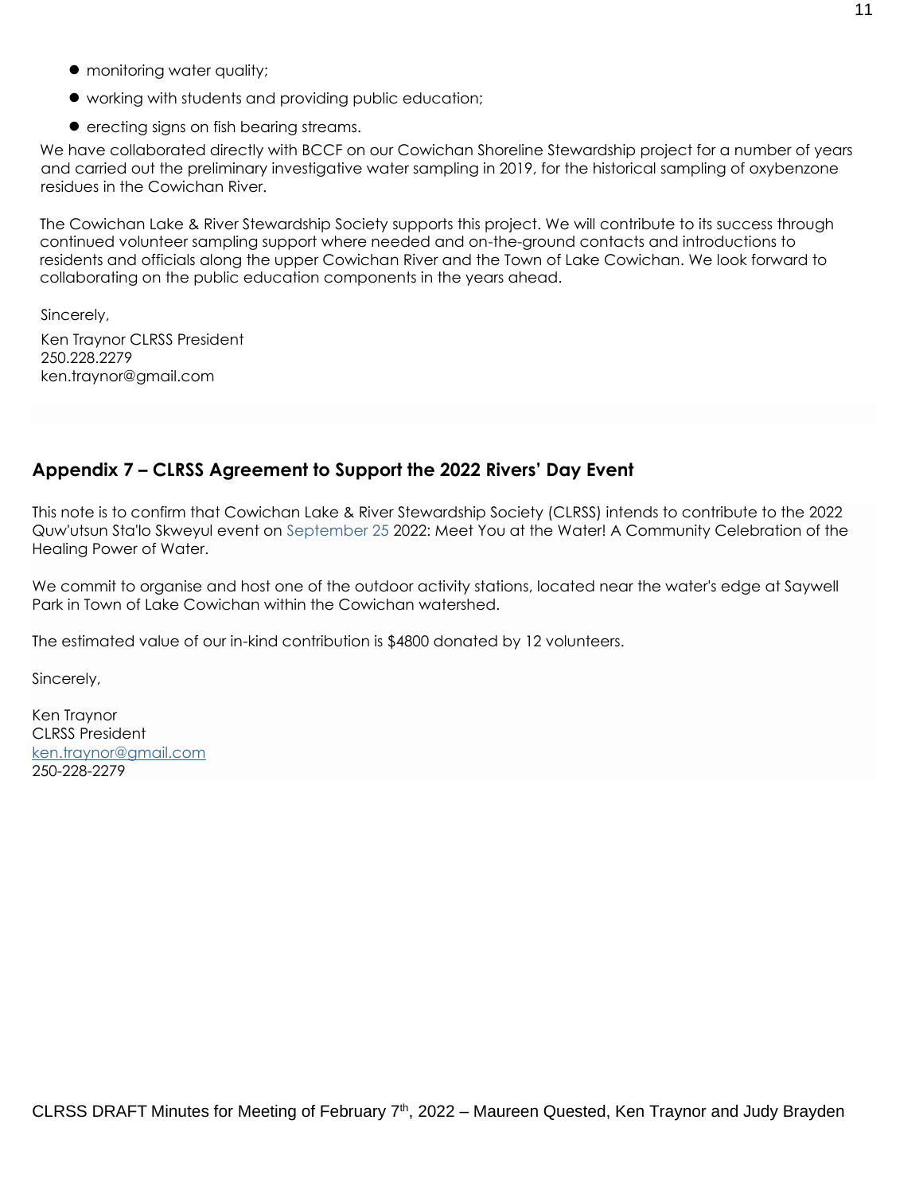- monitoring water quality;
- working with students and providing public education;
- erecting signs on fish bearing streams.

We have collaborated directly with BCCF on our Cowichan Shoreline Stewardship project for a number of years and carried out the preliminary investigative water sampling in 2019, for the historical sampling of oxybenzone residues in the Cowichan River.

The Cowichan Lake & River Stewardship Society supports this project. We will contribute to its success through continued volunteer sampling support where needed and on-the-ground contacts and introductions to residents and officials along the upper Cowichan River and the Town of Lake Cowichan. We look forward to collaborating on the public education components in the years ahead.

Sincerely,

Ken Traynor CLRSS President
250.228.2279
ken.traynor@gmail.com

## Appendix 7 – CLRSS Agreement to Support the 2022 Rivers' Day Event

This note is to confirm that Cowichan Lake & River Stewardship Society (CLRSS) intends to contribute to the 2022 Quw'utsun Sta'lo Skweyul event on September 25 2022: Meet You at the Water! A Community Celebration of the Healing Power of Water.

We commit to organise and host one of the outdoor activity stations, located near the water's edge at Saywell Park in Town of Lake Cowichan within the Cowichan watershed.

The estimated value of our in-kind contribution is $4800 donated by 12 volunteers.

Sincerely,

Ken Traynor
CLRSS President
ken.traynor@gmail.com
250-228-2279